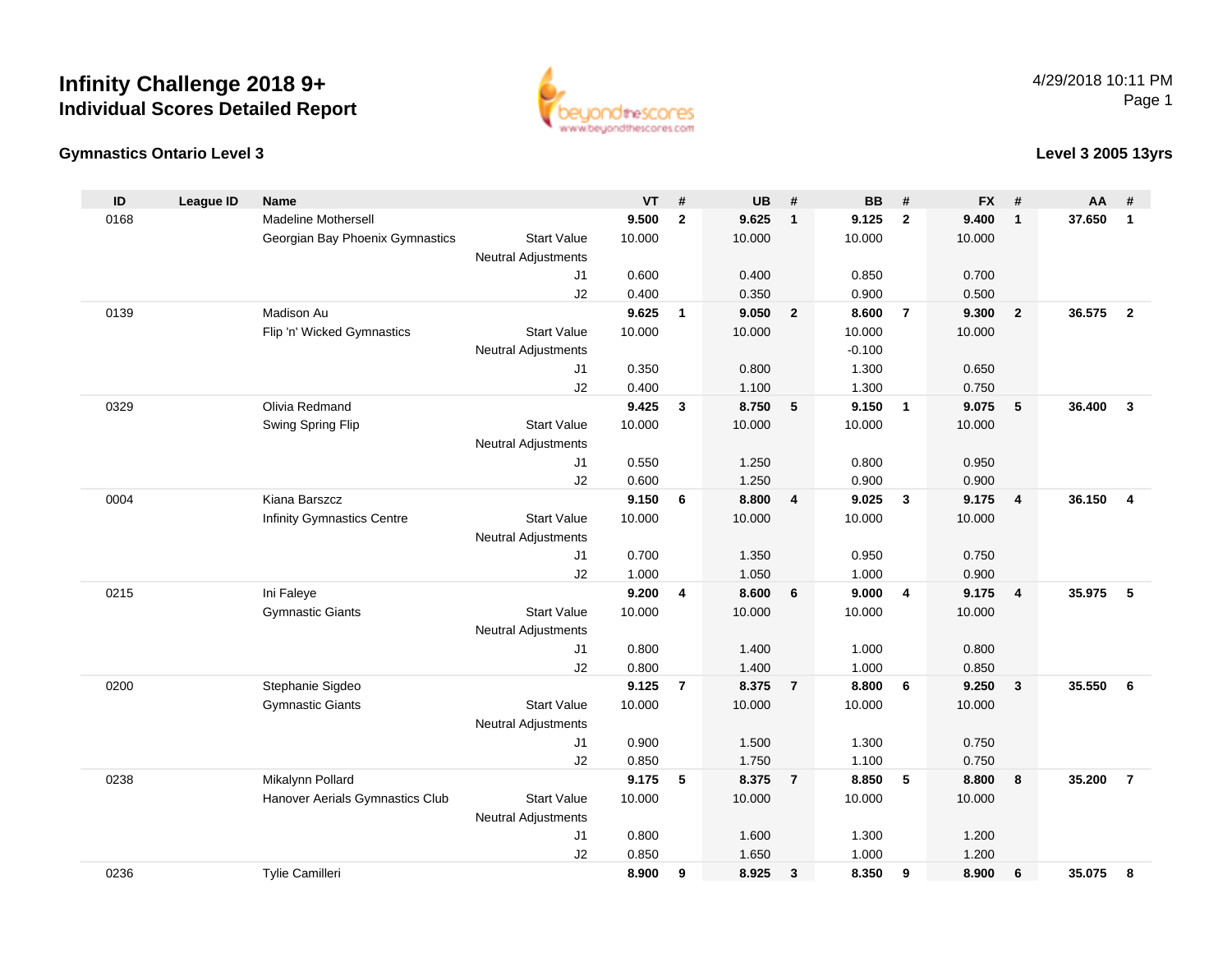# Infinity Challenge 2018 9+

## Individual Scores Detailed Report

### Gymnastics Ontario Level 3

### Level 3 2005 13yrs

| ID | League ID | Name | | VT | # | UB | # | BB | # | FX | # | AA | # |
|---|---|---|---|---|---|---|---|---|---|---|---|---|---|
| 0168 | | Madeline Mothersell | | **9.500** | **2** | **9.625** | **1** | **9.125** | **2** | **9.400** | **1** | **37.650** | **1** |
| | | Georgian Bay Phoenix Gymnastics | Start Value | 10.000 | | 10.000 | | 10.000 | | 10.000 | | | |
| | | | Neutral Adjustments | | | | | | | | | | |
| | | | J1 | 0.600 | | 0.400 | | 0.850 | | 0.700 | | | |
| | | | J2 | 0.400 | | 0.350 | | 0.900 | | 0.500 | | | |
| 0139 | | Madison Au | | **9.625** | **1** | **9.050** | **2** | **8.600** | **7** | **9.300** | **2** | **36.575** | **2** |
| | | Flip 'n' Wicked Gymnastics | Start Value | 10.000 | | 10.000 | | 10.000 | | 10.000 | | | |
| | | | Neutral Adjustments | | | | | -0.100 | | | | | |
| | | | J1 | 0.350 | | 0.800 | | 1.300 | | 0.650 | | | |
| | | | J2 | 0.400 | | 1.100 | | 1.300 | | 0.750 | | | |
| 0329 | | Olivia Redmand | | **9.425** | **3** | **8.750** | **5** | **9.150** | **1** | **9.075** | **5** | **36.400** | **3** |
| | | Swing Spring Flip | Start Value | 10.000 | | 10.000 | | 10.000 | | 10.000 | | | |
| | | | Neutral Adjustments | | | | | | | | | | |
| | | | J1 | 0.550 | | 1.250 | | 0.800 | | 0.950 | | | |
| | | | J2 | 0.600 | | 1.250 | | 0.900 | | 0.900 | | | |
| 0004 | | Kiana Barszcz | | **9.150** | **6** | **8.800** | **4** | **9.025** | **3** | **9.175** | **4** | **36.150** | **4** |
| | | Infinity Gymnastics Centre | Start Value | 10.000 | | 10.000 | | 10.000 | | 10.000 | | | |
| | | | Neutral Adjustments | | | | | | | | | | |
| | | | J1 | 0.700 | | 1.350 | | 0.950 | | 0.750 | | | |
| | | | J2 | 1.000 | | 1.050 | | 1.000 | | 0.900 | | | |
| 0215 | | Ini Faleye | | **9.200** | **4** | **8.600** | **6** | **9.000** | **4** | **9.175** | **4** | **35.975** | **5** |
| | | Gymnastic Giants | Start Value | 10.000 | | 10.000 | | 10.000 | | 10.000 | | | |
| | | | Neutral Adjustments | | | | | | | | | | |
| | | | J1 | 0.800 | | 1.400 | | 1.000 | | 0.800 | | | |
| | | | J2 | 0.800 | | 1.400 | | 1.000 | | 0.850 | | | |
| 0200 | | Stephanie Sigdeo | | **9.125** | **7** | **8.375** | **7** | **8.800** | **6** | **9.250** | **3** | **35.550** | **6** |
| | | Gymnastic Giants | Start Value | 10.000 | | 10.000 | | 10.000 | | 10.000 | | | |
| | | | Neutral Adjustments | | | | | | | | | | |
| | | | J1 | 0.900 | | 1.500 | | 1.300 | | 0.750 | | | |
| | | | J2 | 0.850 | | 1.750 | | 1.100 | | 0.750 | | | |
| 0238 | | Mikalynn Pollard | | **9.175** | **5** | **8.375** | **7** | **8.850** | **5** | **8.800** | **8** | **35.200** | **7** |
| | | Hanover Aerials Gymnastics Club | Start Value | 10.000 | | 10.000 | | 10.000 | | 10.000 | | | |
| | | | Neutral Adjustments | | | | | | | | | | |
| | | | J1 | 0.800 | | 1.600 | | 1.300 | | 1.200 | | | |
| | | | J2 | 0.850 | | 1.650 | | 1.000 | | 1.200 | | | |
| 0236 | | Tylie Camilleri | | **8.900** | **9** | **8.925** | **3** | **8.350** | **9** | **8.900** | **6** | **35.075** | **8** |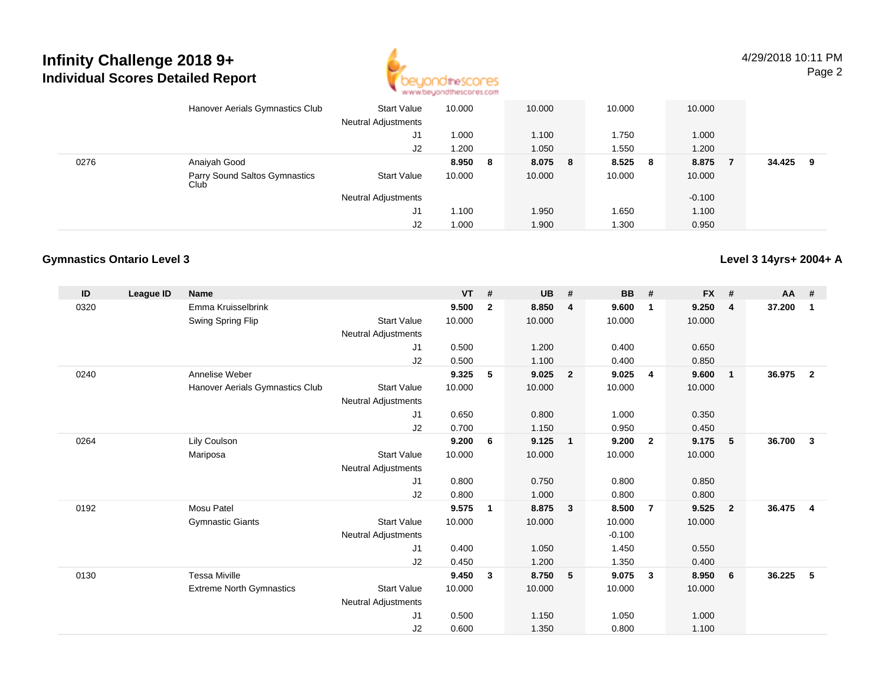# Infinity Challenge 2018 9+

## Individual Scores Detailed Report

| ID | League ID | Name | | VT | # | UB | # | BB | # | FX | # | AA | # |
|---|---|---|---|---|---|---|---|---|---|---|---|---|---|
| | | Hanover Aerials Gymnastics Club | Start Value | 10.000 | | 10.000 | | 10.000 | | 10.000 | | | |
| | | | Neutral Adjustments | | | | | | | | | | |
| | | | J1 | 1.000 | | 1.100 | | 1.750 | | 1.000 | | | |
| | | | J2 | 1.200 | | 1.050 | | 1.550 | | 1.200 | | | |
| 0276 | | Anaiyah Good | | **8.950** | **8** | **8.075** | **8** | **8.525** | **8** | **8.875** | **7** | **34.425** | **9** |
| | | Parry Sound Saltos Gymnastics Club | Start Value | 10.000 | | 10.000 | | 10.000 | | 10.000 | | | |
| | | | Neutral Adjustments | | | | | | | -0.100 | | | |
| | | | J1 | 1.100 | | 1.950 | | 1.650 | | 1.100 | | | |
| | | | J2 | 1.000 | | 1.900 | | 1.300 | | 0.950 | | | |

### Gymnastics Ontario Level 3

**Level 3 14yrs+ 2004+ A**

| ID | League ID | Name | | VT | # | UB | # | BB | # | FX | # | AA | # |
|---|---|---|---|---|---|---|---|---|---|---|---|---|---|
| 0320 | | Emma Kruisselbrink | | **9.500** | **2** | **8.850** | **4** | **9.600** | **1** | **9.250** | **4** | **37.200** | **1** |
| | | Swing Spring Flip | Start Value | 10.000 | | 10.000 | | 10.000 | | 10.000 | | | |
| | | | Neutral Adjustments | | | | | | | | | | |
| | | | J1 | 0.500 | | 1.200 | | 0.400 | | 0.650 | | | |
| | | | J2 | 0.500 | | 1.100 | | 0.400 | | 0.850 | | | |
| 0240 | | Annelise Weber | | **9.325** | **5** | **9.025** | **2** | **9.025** | **4** | **9.600** | **1** | **36.975** | **2** |
| | | Hanover Aerials Gymnastics Club | Start Value | 10.000 | | 10.000 | | 10.000 | | 10.000 | | | |
| | | | Neutral Adjustments | | | | | | | | | | |
| | | | J1 | 0.650 | | 0.800 | | 1.000 | | 0.350 | | | |
| | | | J2 | 0.700 | | 1.150 | | 0.950 | | 0.450 | | | |
| 0264 | | Lily Coulson | | **9.200** | **6** | **9.125** | **1** | **9.200** | **2** | **9.175** | **5** | **36.700** | **3** |
| | | Mariposa | Start Value | 10.000 | | 10.000 | | 10.000 | | 10.000 | | | |
| | | | Neutral Adjustments | | | | | | | | | | |
| | | | J1 | 0.800 | | 0.750 | | 0.800 | | 0.850 | | | |
| | | | J2 | 0.800 | | 1.000 | | 0.800 | | 0.800 | | | |
| 0192 | | Mosu Patel | | **9.575** | **1** | **8.875** | **3** | **8.500** | **7** | **9.525** | **2** | **36.475** | **4** |
| | | Gymnastic Giants | Start Value | 10.000 | | 10.000 | | 10.000 | | 10.000 | | | |
| | | | Neutral Adjustments | | | | | -0.100 | | | | | |
| | | | J1 | 0.400 | | 1.050 | | 1.450 | | 0.550 | | | |
| | | | J2 | 0.450 | | 1.200 | | 1.350 | | 0.400 | | | |
| 0130 | | Tessa Miville | | **9.450** | **3** | **8.750** | **5** | **9.075** | **3** | **8.950** | **6** | **36.225** | **5** |
| | | Extreme North Gymnastics | Start Value | 10.000 | | 10.000 | | 10.000 | | 10.000 | | | |
| | | | Neutral Adjustments | | | | | | | | | | |
| | | | J1 | 0.500 | | 1.150 | | 1.050 | | 1.000 | | | |
| | | | J2 | 0.600 | | 1.350 | | 0.800 | | 1.100 | | | |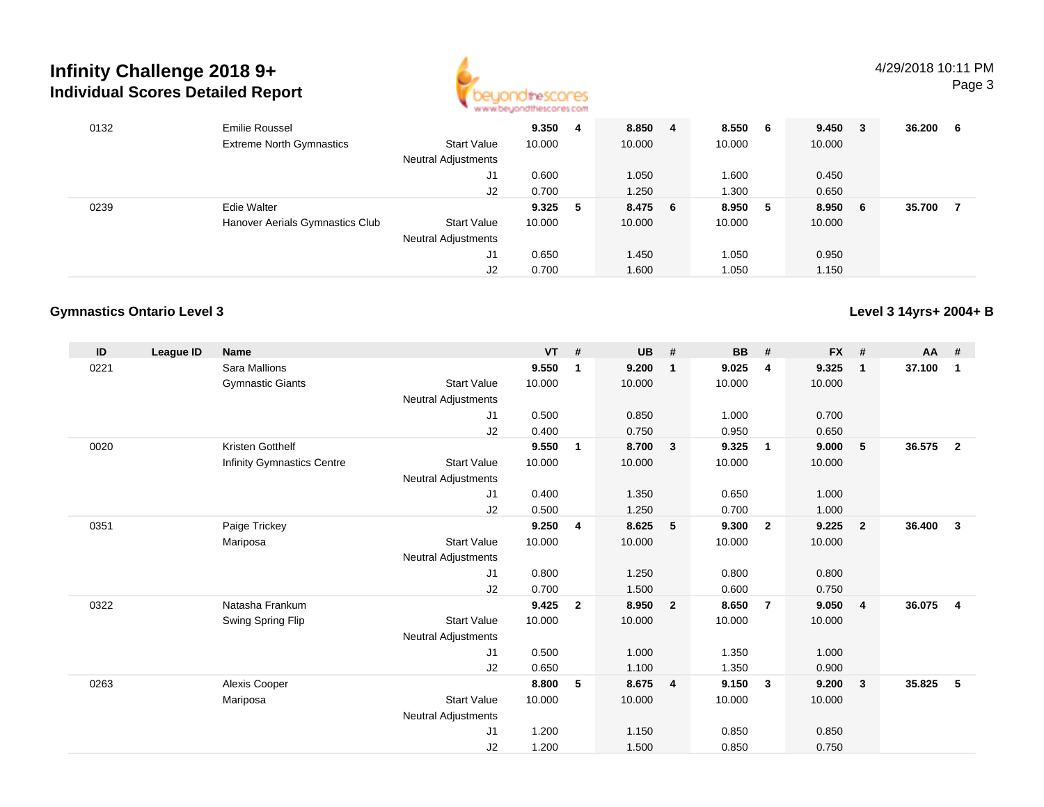# Infinity Challenge 2018 9+

## Individual Scores Detailed Report

4/29/2018 10:11 PM

| ID | League ID | Name | | VT | # | UB | # | BB | # | FX | # | AA | # |
|---|---|---|---|---|---|---|---|---|---|---|---|---|---|
| 0132 | | Emilie Roussel | | **9.350** | **4** | **8.850** | **4** | **8.550** | **6** | **9.450** | **3** | **36.200** | **6** |
| | | Extreme North Gymnastics | Start Value | 10.000 | | 10.000 | | 10.000 | | 10.000 | | | |
| | | | Neutral Adjustments | | | | | | | | | | |
| | | | J1 | 0.600 | | 1.050 | | 1.600 | | 0.450 | | | |
| | | | J2 | 0.700 | | 1.250 | | 1.300 | | 0.650 | | | |
| 0239 | | Edie Walter | | **9.325** | **5** | **8.475** | **6** | **8.950** | **5** | **8.950** | **6** | **35.700** | **7** |
| | | Hanover Aerials Gymnastics Club | Start Value | 10.000 | | 10.000 | | 10.000 | | 10.000 | | | |
| | | | Neutral Adjustments | | | | | | | | | | |
| | | | J1 | 0.650 | | 1.450 | | 1.050 | | 0.950 | | | |
| | | | J2 | 0.700 | | 1.600 | | 1.050 | | 1.150 | | | |

### Gymnastics Ontario Level 3

### Level 3 14yrs+ 2004+ B

| ID | League ID | Name | | VT | # | UB | # | BB | # | FX | # | AA | # |
|---|---|---|---|---|---|---|---|---|---|---|---|---|---|
| 0221 | | Sara Mallions | | **9.550** | **1** | **9.200** | **1** | **9.025** | **4** | **9.325** | **1** | **37.100** | **1** |
| | | Gymnastic Giants | Start Value | 10.000 | | 10.000 | | 10.000 | | 10.000 | | | |
| | | | Neutral Adjustments | | | | | | | | | | |
| | | | J1 | 0.500 | | 0.850 | | 1.000 | | 0.700 | | | |
| | | | J2 | 0.400 | | 0.750 | | 0.950 | | 0.650 | | | |
| 0020 | | Kristen Gotthelf | | **9.550** | **1** | **8.700** | **3** | **9.325** | **1** | **9.000** | **5** | **36.575** | **2** |
| | | Infinity Gymnastics Centre | Start Value | 10.000 | | 10.000 | | 10.000 | | 10.000 | | | |
| | | | Neutral Adjustments | | | | | | | | | | |
| | | | J1 | 0.400 | | 1.350 | | 0.650 | | 1.000 | | | |
| | | | J2 | 0.500 | | 1.250 | | 0.700 | | 1.000 | | | |
| 0351 | | Paige Trickey | | **9.250** | **4** | **8.625** | **5** | **9.300** | **2** | **9.225** | **2** | **36.400** | **3** |
| | | Mariposa | Start Value | 10.000 | | 10.000 | | 10.000 | | 10.000 | | | |
| | | | Neutral Adjustments | | | | | | | | | | |
| | | | J1 | 0.800 | | 1.250 | | 0.800 | | 0.800 | | | |
| | | | J2 | 0.700 | | 1.500 | | 0.600 | | 0.750 | | | |
| 0322 | | Natasha Frankum | | **9.425** | **2** | **8.950** | **2** | **8.650** | **7** | **9.050** | **4** | **36.075** | **4** |
| | | Swing Spring Flip | Start Value | 10.000 | | 10.000 | | 10.000 | | 10.000 | | | |
| | | | Neutral Adjustments | | | | | | | | | | |
| | | | J1 | 0.500 | | 1.000 | | 1.350 | | 1.000 | | | |
| | | | J2 | 0.650 | | 1.100 | | 1.350 | | 0.900 | | | |
| 0263 | | Alexis Cooper | | **8.800** | **5** | **8.675** | **4** | **9.150** | **3** | **9.200** | **3** | **35.825** | **5** |
| | | Mariposa | Start Value | 10.000 | | 10.000 | | 10.000 | | 10.000 | | | |
| | | | Neutral Adjustments | | | | | | | | | | |
| | | | J1 | 1.200 | | 1.150 | | 0.850 | | 0.850 | | | |
| | | | J2 | 1.200 | | 1.500 | | 0.850 | | 0.750 | | | |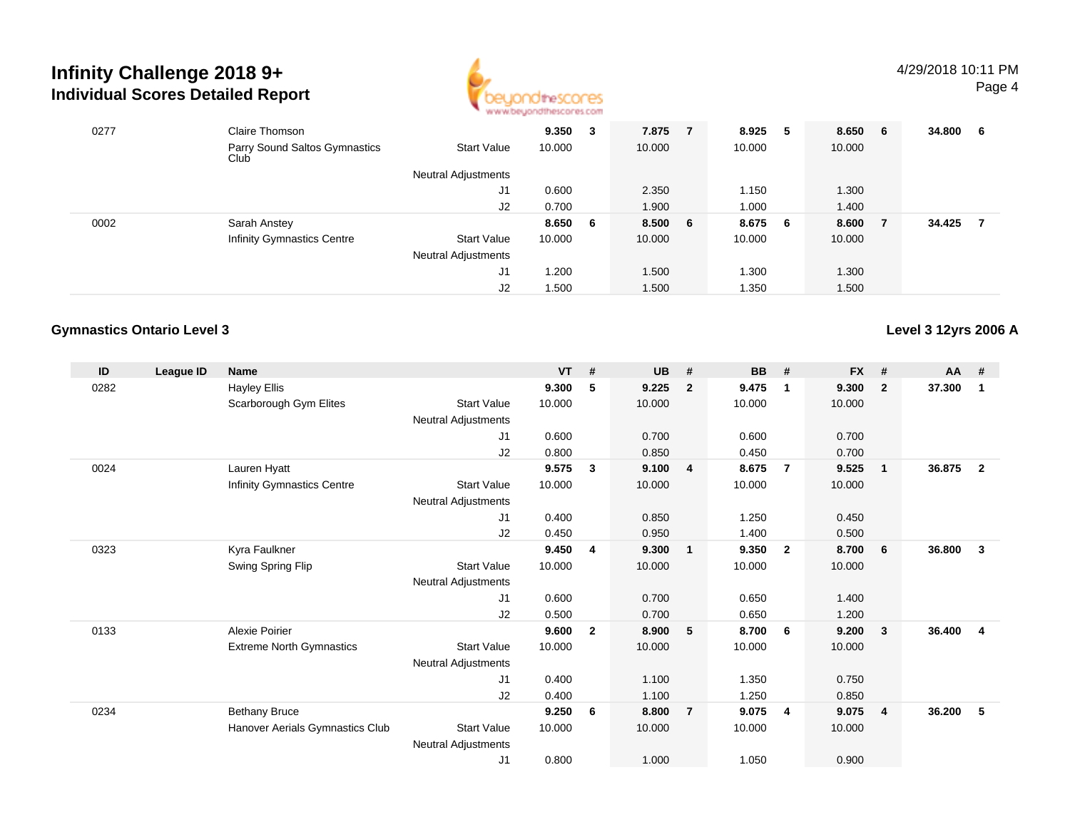# Infinity Challenge 2018 9+

## Individual Scores Detailed Report

| ID | League ID | Name | | VT | # | UB | # | BB | # | FX | # | AA | # |
|---|---|---|---|---|---|---|---|---|---|---|---|---|---|
| 0277 | | Claire Thomson | | **9.350** | **3** | **7.875** | **7** | **8.925** | **5** | **8.650** | **6** | **34.800** | **6** |
| | | Parry Sound Saltos Gymnastics Club | Start Value | 10.000 | | 10.000 | | 10.000 | | 10.000 | | | |
| | | | Neutral Adjustments | | | | | | | | | | |
| | | | J1 | 0.600 | | 2.350 | | 1.150 | | 1.300 | | | |
| | | | J2 | 0.700 | | 1.900 | | 1.000 | | 1.400 | | | |
| 0002 | | Sarah Anstey | | **8.650** | **6** | **8.500** | **6** | **8.675** | **6** | **8.600** | **7** | **34.425** | **7** |
| | | Infinity Gymnastics Centre | Start Value | 10.000 | | 10.000 | | 10.000 | | 10.000 | | | |
| | | | Neutral Adjustments | | | | | | | | | | |
| | | | J1 | 1.200 | | 1.500 | | 1.300 | | 1.300 | | | |
| | | | J2 | 1.500 | | 1.500 | | 1.350 | | 1.500 | | | |

### Gymnastics Ontario Level 3

**Level 3 12yrs 2006 A**

| ID | League ID | Name | | VT | # | UB | # | BB | # | FX | # | AA | # |
|---|---|---|---|---|---|---|---|---|---|---|---|---|---|
| 0282 | | Hayley Ellis | | **9.300** | **5** | **9.225** | **2** | **9.475** | **1** | **9.300** | **2** | **37.300** | **1** |
| | | Scarborough Gym Elites | Start Value | 10.000 | | 10.000 | | 10.000 | | 10.000 | | | |
| | | | Neutral Adjustments | | | | | | | | | | |
| | | | J1 | 0.600 | | 0.700 | | 0.600 | | 0.700 | | | |
| | | | J2 | 0.800 | | 0.850 | | 0.450 | | 0.700 | | | |
| 0024 | | Lauren Hyatt | | **9.575** | **3** | **9.100** | **4** | **8.675** | **7** | **9.525** | **1** | **36.875** | **2** |
| | | Infinity Gymnastics Centre | Start Value | 10.000 | | 10.000 | | 10.000 | | 10.000 | | | |
| | | | Neutral Adjustments | | | | | | | | | | |
| | | | J1 | 0.400 | | 0.850 | | 1.250 | | 0.450 | | | |
| | | | J2 | 0.450 | | 0.950 | | 1.400 | | 0.500 | | | |
| 0323 | | Kyra Faulkner | | **9.450** | **4** | **9.300** | **1** | **9.350** | **2** | **8.700** | **6** | **36.800** | **3** |
| | | Swing Spring Flip | Start Value | 10.000 | | 10.000 | | 10.000 | | 10.000 | | | |
| | | | Neutral Adjustments | | | | | | | | | | |
| | | | J1 | 0.600 | | 0.700 | | 0.650 | | 1.400 | | | |
| | | | J2 | 0.500 | | 0.700 | | 0.650 | | 1.200 | | | |
| 0133 | | Alexie Poirier | | **9.600** | **2** | **8.900** | **5** | **8.700** | **6** | **9.200** | **3** | **36.400** | **4** |
| | | Extreme North Gymnastics | Start Value | 10.000 | | 10.000 | | 10.000 | | 10.000 | | | |
| | | | Neutral Adjustments | | | | | | | | | | |
| | | | J1 | 0.400 | | 1.100 | | 1.350 | | 0.750 | | | |
| | | | J2 | 0.400 | | 1.100 | | 1.250 | | 0.850 | | | |
| 0234 | | Bethany Bruce | | **9.250** | **6** | **8.800** | **7** | **9.075** | **4** | **9.075** | **4** | **36.200** | **5** |
| | | Hanover Aerials Gymnastics Club | Start Value | 10.000 | | 10.000 | | 10.000 | | 10.000 | | | |
| | | | Neutral Adjustments | | | | | | | | | | |
| | | | J1 | 0.800 | | 1.000 | | 1.050 | | 0.900 | | | |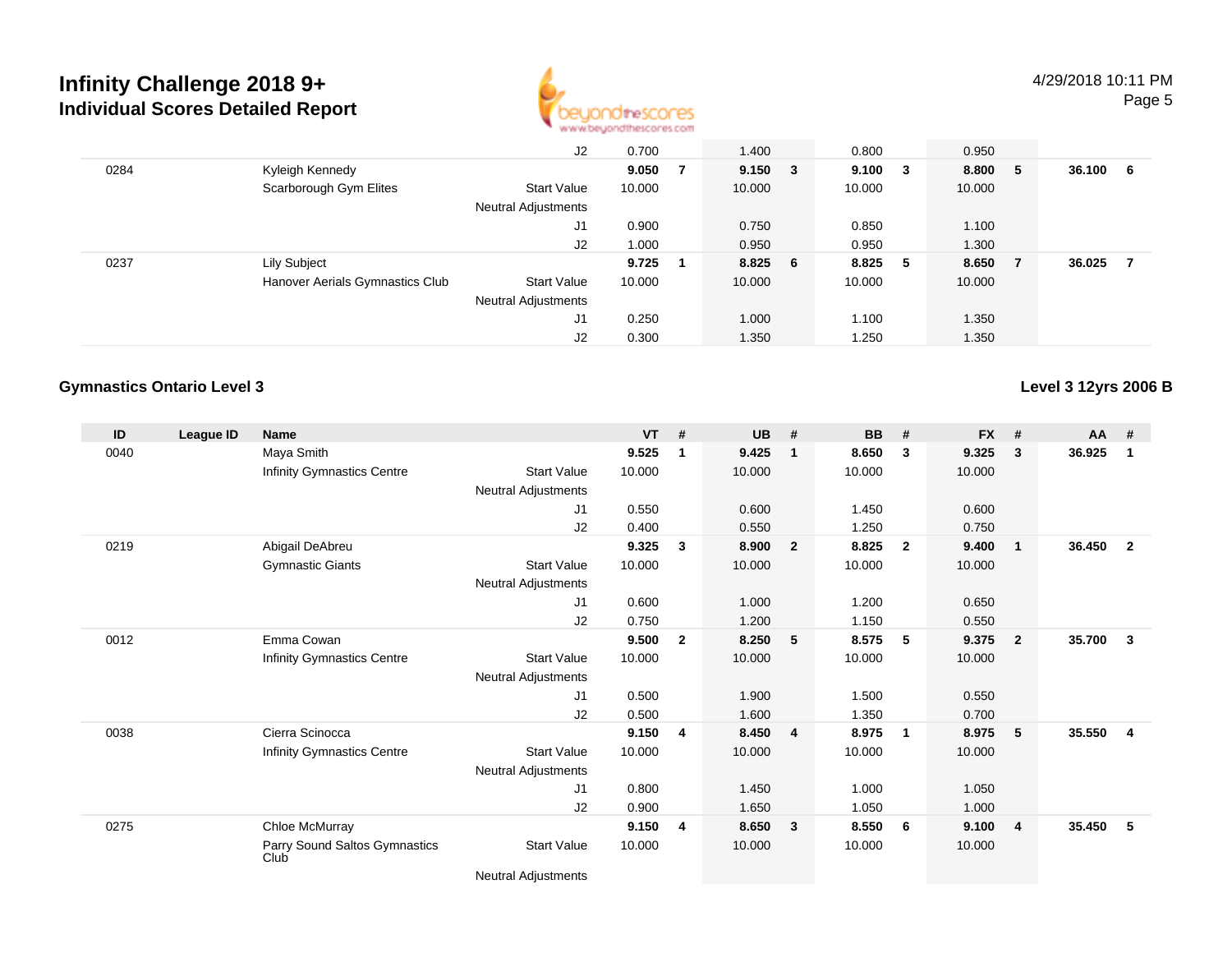# Infinity Challenge 2018 9+

## Individual Scores Detailed Report

4/29/2018 10:11 PM

| ID | League ID | Name | | VT | # | UB | # | BB | # | FX | # | AA | # |
|---|---|---|---|---|---|---|---|---|---|---|---|---|---|
| | | | J2 | 0.700 | | 1.400 | | 0.800 | | 0.950 | | | |
| 0284 | | Kyleigh Kennedy | | **9.050** | **7** | **9.150** | **3** | **9.100** | **3** | **8.800** | **5** | **36.100** | **6** |
| | | Scarborough Gym Elites | Start Value | 10.000 | | 10.000 | | 10.000 | | 10.000 | | | |
| | | | Neutral Adjustments | | | | | | | | | | |
| | | | J1 | 0.900 | | 0.750 | | 0.850 | | 1.100 | | | |
| | | | J2 | 1.000 | | 0.950 | | 0.950 | | 1.300 | | | |
| 0237 | | Lily Subject | | **9.725** | **1** | **8.825** | **6** | **8.825** | **5** | **8.650** | **7** | **36.025** | **7** |
| | | Hanover Aerials Gymnastics Club | Start Value | 10.000 | | 10.000 | | 10.000 | | 10.000 | | | |
| | | | Neutral Adjustments | | | | | | | | | | |
| | | | J1 | 0.250 | | 1.000 | | 1.100 | | 1.350 | | | |
| | | | J2 | 0.300 | | 1.350 | | 1.250 | | 1.350 | | | |

### Gymnastics Ontario Level 3

**Level 3 12yrs 2006 B**

| ID | League ID | Name | | VT | # | UB | # | BB | # | FX | # | AA | # |
|---|---|---|---|---|---|---|---|---|---|---|---|---|---|
| 0040 | | Maya Smith | | **9.525** | **1** | **9.425** | **1** | **8.650** | **3** | **9.325** | **3** | **36.925** | **1** |
| | | Infinity Gymnastics Centre | Start Value | 10.000 | | 10.000 | | 10.000 | | 10.000 | | | |
| | | | Neutral Adjustments | | | | | | | | | | |
| | | | J1 | 0.550 | | 0.600 | | 1.450 | | 0.600 | | | |
| | | | J2 | 0.400 | | 0.550 | | 1.250 | | 0.750 | | | |
| 0219 | | Abigail DeAbreu | | **9.325** | **3** | **8.900** | **2** | **8.825** | **2** | **9.400** | **1** | **36.450** | **2** |
| | | Gymnastic Giants | Start Value | 10.000 | | 10.000 | | 10.000 | | 10.000 | | | |
| | | | Neutral Adjustments | | | | | | | | | | |
| | | | J1 | 0.600 | | 1.000 | | 1.200 | | 0.650 | | | |
| | | | J2 | 0.750 | | 1.200 | | 1.150 | | 0.550 | | | |
| 0012 | | Emma Cowan | | **9.500** | **2** | **8.250** | **5** | **8.575** | **5** | **9.375** | **2** | **35.700** | **3** |
| | | Infinity Gymnastics Centre | Start Value | 10.000 | | 10.000 | | 10.000 | | 10.000 | | | |
| | | | Neutral Adjustments | | | | | | | | | | |
| | | | J1 | 0.500 | | 1.900 | | 1.500 | | 0.550 | | | |
| | | | J2 | 0.500 | | 1.600 | | 1.350 | | 0.700 | | | |
| 0038 | | Cierra Scinocca | | **9.150** | **4** | **8.450** | **4** | **8.975** | **1** | **8.975** | **5** | **35.550** | **4** |
| | | Infinity Gymnastics Centre | Start Value | 10.000 | | 10.000 | | 10.000 | | 10.000 | | | |
| | | | Neutral Adjustments | | | | | | | | | | |
| | | | J1 | 0.800 | | 1.450 | | 1.000 | | 1.050 | | | |
| | | | J2 | 0.900 | | 1.650 | | 1.050 | | 1.000 | | | |
| 0275 | | Chloe McMurray | | **9.150** | **4** | **8.650** | **3** | **8.550** | **6** | **9.100** | **4** | **35.450** | **5** |
| | | Parry Sound Saltos Gymnastics Club | Start Value | 10.000 | | 10.000 | | 10.000 | | 10.000 | | | |
| | | | Neutral Adjustments | | | | | | | | | | |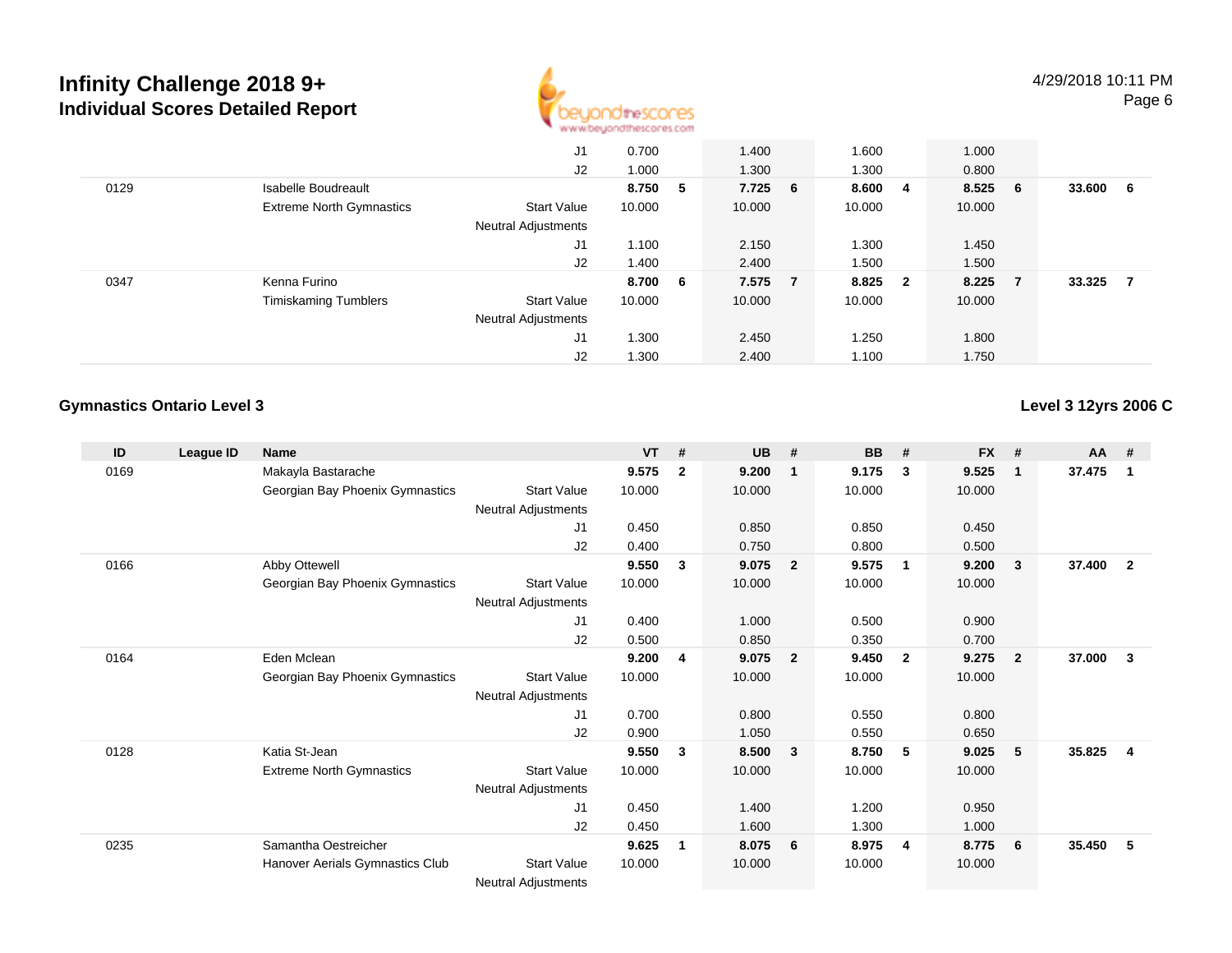# Infinity Challenge 2018 9+

## Individual Scores Detailed Report

4/29/2018 10:11 PM

| ID | League ID | Name | | VT | # | UB | # | BB | # | FX | # | AA | # |
|---|---|---|---|---|---|---|---|---|---|---|---|---|---|
| | | | J1 | 0.700 | | 1.400 | | 1.600 | | 1.000 | | | |
| | | | J2 | 1.000 | | 1.300 | | 1.300 | | 0.800 | | | |
| 0129 | | Isabelle Boudreault | | **8.750** | **5** | **7.725** | **6** | **8.600** | **4** | **8.525** | **6** | **33.600** | **6** |
| | | Extreme North Gymnastics | Start Value | 10.000 | | 10.000 | | 10.000 | | 10.000 | | | |
| | | | Neutral Adjustments | | | | | | | | | | |
| | | | J1 | 1.100 | | 2.150 | | 1.300 | | 1.450 | | | |
| | | | J2 | 1.400 | | 2.400 | | 1.500 | | 1.500 | | | |
| 0347 | | Kenna Furino | | **8.700** | **6** | **7.575** | **7** | **8.825** | **2** | **8.225** | **7** | **33.325** | **7** |
| | | Timiskaming Tumblers | Start Value | 10.000 | | 10.000 | | 10.000 | | 10.000 | | | |
| | | | Neutral Adjustments | | | | | | | | | | |
| | | | J1 | 1.300 | | 2.450 | | 1.250 | | 1.800 | | | |
| | | | J2 | 1.300 | | 2.400 | | 1.100 | | 1.750 | | | |

### Gymnastics Ontario Level 3

**Level 3 12yrs 2006 C**

| ID | League ID | Name | | VT | # | UB | # | BB | # | FX | # | AA | # |
|---|---|---|---|---|---|---|---|---|---|---|---|---|---|
| 0169 | | Makayla Bastarache | | **9.575** | **2** | **9.200** | **1** | **9.175** | **3** | **9.525** | **1** | **37.475** | **1** |
| | | Georgian Bay Phoenix Gymnastics | Start Value | 10.000 | | 10.000 | | 10.000 | | 10.000 | | | |
| | | | Neutral Adjustments | | | | | | | | | | |
| | | | J1 | 0.450 | | 0.850 | | 0.850 | | 0.450 | | | |
| | | | J2 | 0.400 | | 0.750 | | 0.800 | | 0.500 | | | |
| 0166 | | Abby Ottewell | | **9.550** | **3** | **9.075** | **2** | **9.575** | **1** | **9.200** | **3** | **37.400** | **2** |
| | | Georgian Bay Phoenix Gymnastics | Start Value | 10.000 | | 10.000 | | 10.000 | | 10.000 | | | |
| | | | Neutral Adjustments | | | | | | | | | | |
| | | | J1 | 0.400 | | 1.000 | | 0.500 | | 0.900 | | | |
| | | | J2 | 0.500 | | 0.850 | | 0.350 | | 0.700 | | | |
| 0164 | | Eden Mclean | | **9.200** | **4** | **9.075** | **2** | **9.450** | **2** | **9.275** | **2** | **37.000** | **3** |
| | | Georgian Bay Phoenix Gymnastics | Start Value | 10.000 | | 10.000 | | 10.000 | | 10.000 | | | |
| | | | Neutral Adjustments | | | | | | | | | | |
| | | | J1 | 0.700 | | 0.800 | | 0.550 | | 0.800 | | | |
| | | | J2 | 0.900 | | 1.050 | | 0.550 | | 0.650 | | | |
| 0128 | | Katia St-Jean | | **9.550** | **3** | **8.500** | **3** | **8.750** | **5** | **9.025** | **5** | **35.825** | **4** |
| | | Extreme North Gymnastics | Start Value | 10.000 | | 10.000 | | 10.000 | | 10.000 | | | |
| | | | Neutral Adjustments | | | | | | | | | | |
| | | | J1 | 0.450 | | 1.400 | | 1.200 | | 0.950 | | | |
| | | | J2 | 0.450 | | 1.600 | | 1.300 | | 1.000 | | | |
| 0235 | | Samantha Oestreicher | | **9.625** | **1** | **8.075** | **6** | **8.975** | **4** | **8.775** | **6** | **35.450** | **5** |
| | | Hanover Aerials Gymnastics Club | Start Value | 10.000 | | 10.000 | | 10.000 | | 10.000 | | | |
| | | | Neutral Adjustments | | | | | | | | | | |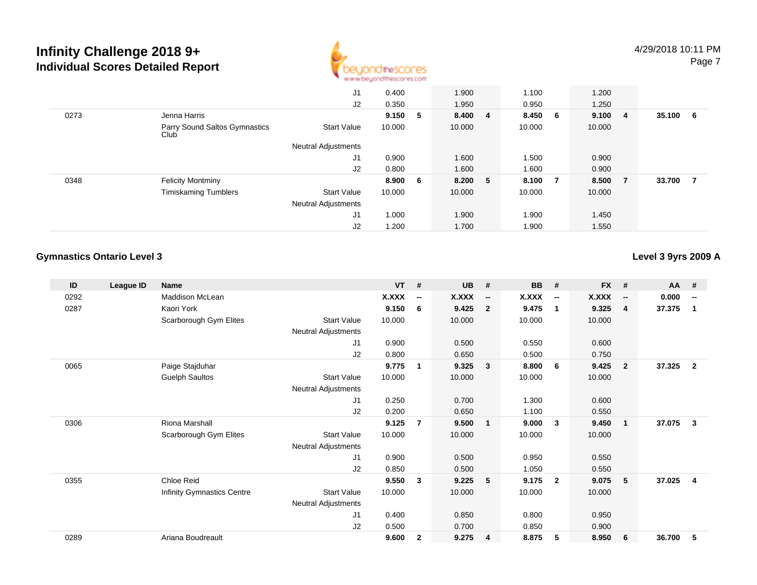# Infinity Challenge 2018 9+
## Individual Scores Detailed Report

4/29/2018 10:11 PM

| | | | | VT | # | UB | # | BB | # | FX | # | AA | # |
|---|---|---|---|---|---|---|---|---|---|---|---|---|---|
| | | | J1 | 0.400 | | 1.900 | | 1.100 | | 1.200 | | | |
| | | | J2 | 0.350 | | 1.950 | | 0.950 | | 1.250 | | | |
| 0273 | | Jenna Harris | | **9.150** | **5** | **8.400** | **4** | **8.450** | **6** | **9.100** | **4** | **35.100** | **6** |
| | | Parry Sound Saltos Gymnastics Club | Start Value | 10.000 | | 10.000 | | 10.000 | | 10.000 | | | |
| | | | Neutral Adjustments | | | | | | | | | | |
| | | | J1 | 0.900 | | 1.600 | | 1.500 | | 0.900 | | | |
| | | | J2 | 0.800 | | 1.600 | | 1.600 | | 0.900 | | | |
| 0348 | | Felicity Montminy | | **8.900** | **6** | **8.200** | **5** | **8.100** | **7** | **8.500** | **7** | **33.700** | **7** |
| | | Timiskaming Tumblers | Start Value | 10.000 | | 10.000 | | 10.000 | | 10.000 | | | |
| | | | Neutral Adjustments | | | | | | | | | | |
| | | | J1 | 1.000 | | 1.900 | | 1.900 | | 1.450 | | | |
| | | | J2 | 1.200 | | 1.700 | | 1.900 | | 1.550 | | | |

### Gymnastics Ontario Level 3

**Level 3 9yrs 2009 A**

| ID | League ID | Name | | VT | # | UB | # | BB | # | FX | # | AA | # |
|---|---|---|---|---|---|---|---|---|---|---|---|---|---|
| 0292 | | Maddison McLean | | **X.XXX** | **--** | **X.XXX** | **--** | **X.XXX** | **--** | **X.XXX** | **--** | **0.000** | **--** |
| 0287 | | Kaori York | | **9.150** | **6** | **9.425** | **2** | **9.475** | **1** | **9.325** | **4** | **37.375** | **1** |
| | | Scarborough Gym Elites | Start Value | 10.000 | | 10.000 | | 10.000 | | 10.000 | | | |
| | | | Neutral Adjustments | | | | | | | | | | |
| | | | J1 | 0.900 | | 0.500 | | 0.550 | | 0.600 | | | |
| | | | J2 | 0.800 | | 0.650 | | 0.500 | | 0.750 | | | |
| 0065 | | Paige Stajduhar | | **9.775** | **1** | **9.325** | **3** | **8.800** | **6** | **9.425** | **2** | **37.325** | **2** |
| | | Guelph Saultos | Start Value | 10.000 | | 10.000 | | 10.000 | | 10.000 | | | |
| | | | Neutral Adjustments | | | | | | | | | | |
| | | | J1 | 0.250 | | 0.700 | | 1.300 | | 0.600 | | | |
| | | | J2 | 0.200 | | 0.650 | | 1.100 | | 0.550 | | | |
| 0306 | | Riona Marshall | | **9.125** | **7** | **9.500** | **1** | **9.000** | **3** | **9.450** | **1** | **37.075** | **3** |
| | | Scarborough Gym Elites | Start Value | 10.000 | | 10.000 | | 10.000 | | 10.000 | | | |
| | | | Neutral Adjustments | | | | | | | | | | |
| | | | J1 | 0.900 | | 0.500 | | 0.950 | | 0.550 | | | |
| | | | J2 | 0.850 | | 0.500 | | 1.050 | | 0.550 | | | |
| 0355 | | Chloe Reid | | **9.550** | **3** | **9.225** | **5** | **9.175** | **2** | **9.075** | **5** | **37.025** | **4** |
| | | Infinity Gymnastics Centre | Start Value | 10.000 | | 10.000 | | 10.000 | | 10.000 | | | |
| | | | Neutral Adjustments | | | | | | | | | | |
| | | | J1 | 0.400 | | 0.850 | | 0.800 | | 0.950 | | | |
| | | | J2 | 0.500 | | 0.700 | | 0.850 | | 0.900 | | | |
| 0289 | | Ariana Boudreault | | **9.600** | **2** | **9.275** | **4** | **8.875** | **5** | **8.950** | **6** | **36.700** | **5** |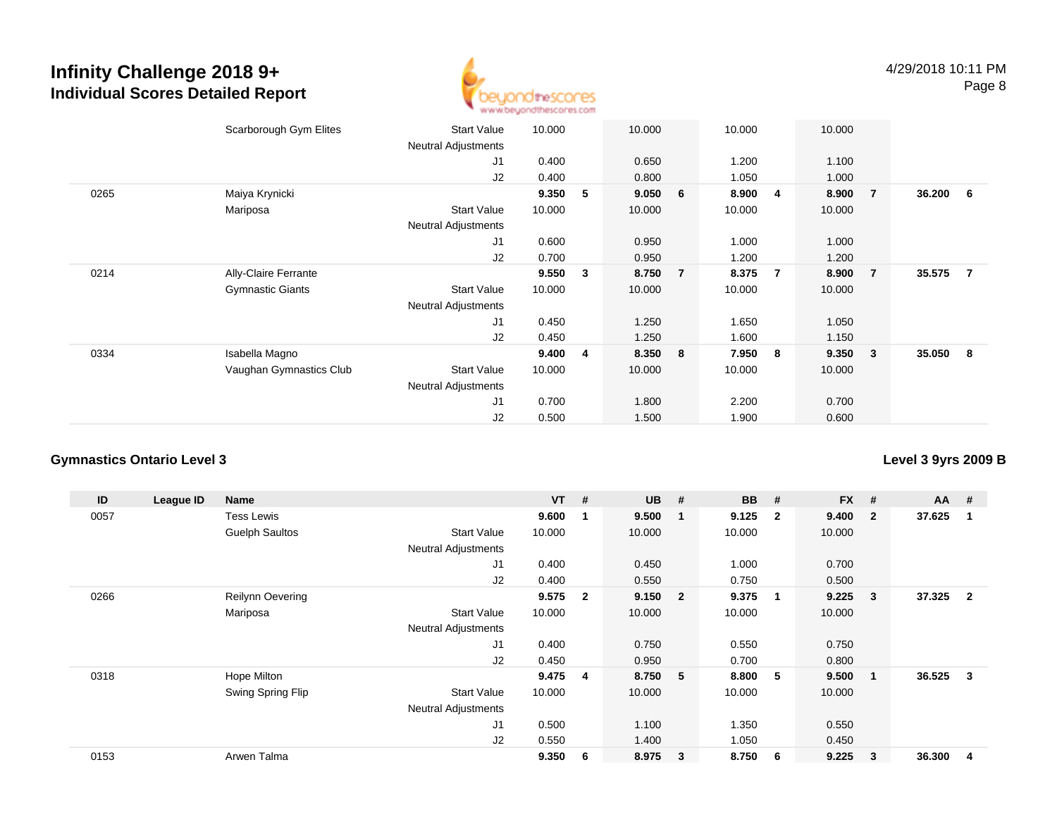# Infinity Challenge 2018 9+
## Individual Scores Detailed Report

4/29/2018 10:11 PM

| ID | League ID | Name | | VT | # | UB | # | BB | # | FX | # | AA | # |
|---|---|---|---|---|---|---|---|---|---|---|---|---|---|
| | | Scarborough Gym Elites | Start Value | 10.000 | | 10.000 | | 10.000 | | 10.000 | | | |
| | | | Neutral Adjustments | | | | | | | | | | |
| | | | J1 | 0.400 | | 0.650 | | 1.200 | | 1.100 | | | |
| | | | J2 | 0.400 | | 0.800 | | 1.050 | | 1.000 | | | |
| 0265 | | Maiya Krynicki | | **9.350** | **5** | **9.050** | **6** | **8.900** | **4** | **8.900** | **7** | **36.200** | **6** |
| | | Mariposa | Start Value | 10.000 | | 10.000 | | 10.000 | | 10.000 | | | |
| | | | Neutral Adjustments | | | | | | | | | | |
| | | | J1 | 0.600 | | 0.950 | | 1.000 | | 1.000 | | | |
| | | | J2 | 0.700 | | 0.950 | | 1.200 | | 1.200 | | | |
| 0214 | | Ally-Claire Ferrante | | **9.550** | **3** | **8.750** | **7** | **8.375** | **7** | **8.900** | **7** | **35.575** | **7** |
| | | Gymnastic Giants | Start Value | 10.000 | | 10.000 | | 10.000 | | 10.000 | | | |
| | | | Neutral Adjustments | | | | | | | | | | |
| | | | J1 | 0.450 | | 1.250 | | 1.650 | | 1.050 | | | |
| | | | J2 | 0.450 | | 1.250 | | 1.600 | | 1.150 | | | |
| 0334 | | Isabella Magno | | **9.400** | **4** | **8.350** | **8** | **7.950** | **8** | **9.350** | **3** | **35.050** | **8** |
| | | Vaughan Gymnastics Club | Start Value | 10.000 | | 10.000 | | 10.000 | | 10.000 | | | |
| | | | Neutral Adjustments | | | | | | | | | | |
| | | | J1 | 0.700 | | 1.800 | | 2.200 | | 0.700 | | | |
| | | | J2 | 0.500 | | 1.500 | | 1.900 | | 0.600 | | | |

### Gymnastics Ontario Level 3

**Level 3 9yrs 2009 B**

| ID | League ID | Name | | VT | # | UB | # | BB | # | FX | # | AA | # |
|---|---|---|---|---|---|---|---|---|---|---|---|---|---|
| 0057 | | Tess Lewis | | **9.600** | **1** | **9.500** | **1** | **9.125** | **2** | **9.400** | **2** | **37.625** | **1** |
| | | Guelph Saultos | Start Value | 10.000 | | 10.000 | | 10.000 | | 10.000 | | | |
| | | | Neutral Adjustments | | | | | | | | | | |
| | | | J1 | 0.400 | | 0.450 | | 1.000 | | 0.700 | | | |
| | | | J2 | 0.400 | | 0.550 | | 0.750 | | 0.500 | | | |
| 0266 | | Reilynn Oevering | | **9.575** | **2** | **9.150** | **2** | **9.375** | **1** | **9.225** | **3** | **37.325** | **2** |
| | | Mariposa | Start Value | 10.000 | | 10.000 | | 10.000 | | 10.000 | | | |
| | | | Neutral Adjustments | | | | | | | | | | |
| | | | J1 | 0.400 | | 0.750 | | 0.550 | | 0.750 | | | |
| | | | J2 | 0.450 | | 0.950 | | 0.700 | | 0.800 | | | |
| 0318 | | Hope Milton | | **9.475** | **4** | **8.750** | **5** | **8.800** | **5** | **9.500** | **1** | **36.525** | **3** |
| | | Swing Spring Flip | Start Value | 10.000 | | 10.000 | | 10.000 | | 10.000 | | | |
| | | | Neutral Adjustments | | | | | | | | | | |
| | | | J1 | 0.500 | | 1.100 | | 1.350 | | 0.550 | | | |
| | | | J2 | 0.550 | | 1.400 | | 1.050 | | 0.450 | | | |
| 0153 | | Arwen Talma | | **9.350** | **6** | **8.975** | **3** | **8.750** | **6** | **9.225** | **3** | **36.300** | **4** |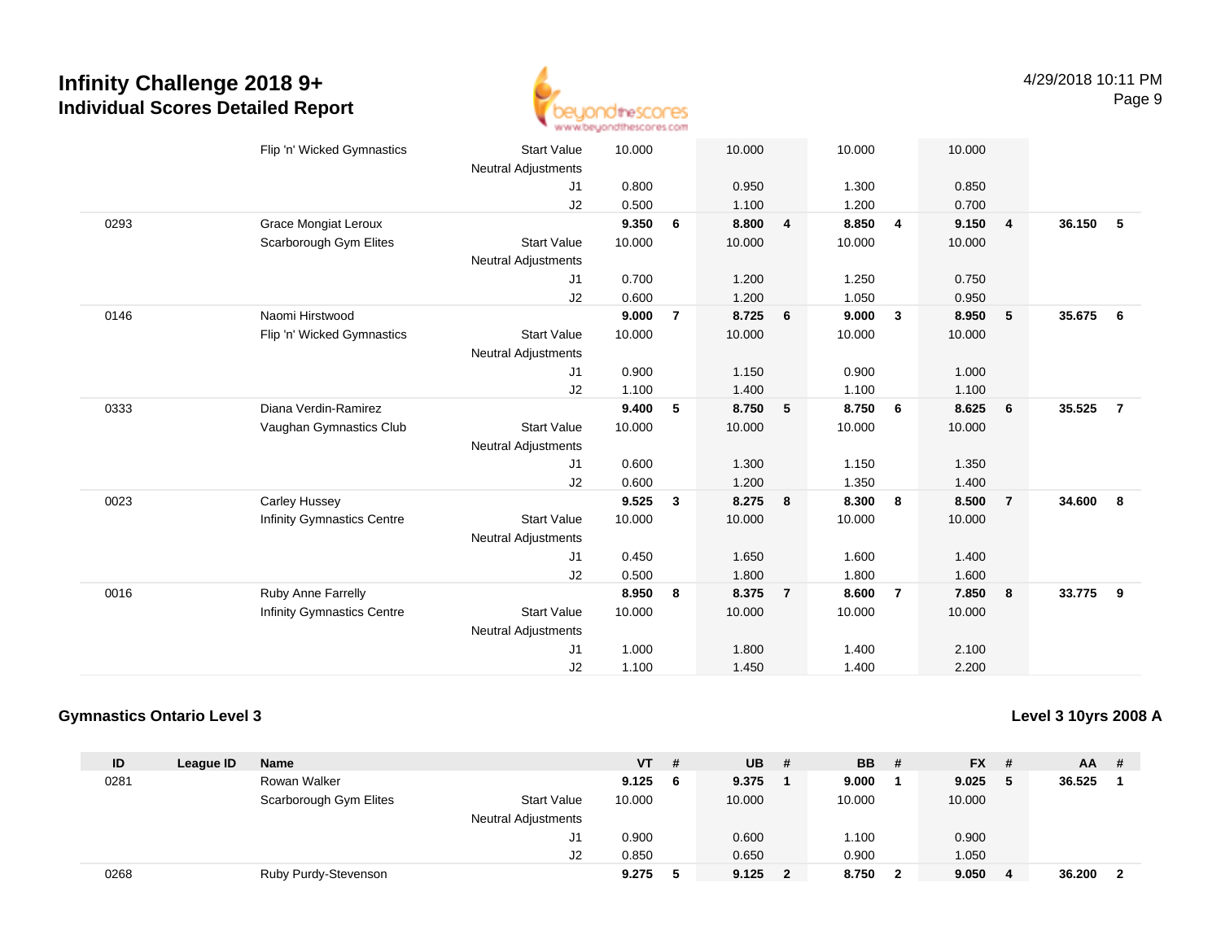# Infinity Challenge 2018 9+

## Individual Scores Detailed Report

4/29/2018 10:11 PM

| ID | League ID | Name | | VT | # | UB | # | BB | # | FX | # | AA | # |
|---|---|---|---|---|---|---|---|---|---|---|---|---|---|
| | | Flip 'n' Wicked Gymnastics | Start Value | 10.000 | | 10.000 | | 10.000 | | 10.000 | | | |
| | | | Neutral Adjustments | | | | | | | | | | |
| | | | J1 | 0.800 | | 0.950 | | 1.300 | | 0.850 | | | |
| | | | J2 | 0.500 | | 1.100 | | 1.200 | | 0.700 | | | |
| 0293 | | Grace Mongiat Leroux | | 9.350 | 6 | 8.800 | 4 | 8.850 | 4 | 9.150 | 4 | 36.150 | 5 |
| | | Scarborough Gym Elites | Start Value | 10.000 | | 10.000 | | 10.000 | | 10.000 | | | |
| | | | Neutral Adjustments | | | | | | | | | | |
| | | | J1 | 0.700 | | 1.200 | | 1.250 | | 0.750 | | | |
| | | | J2 | 0.600 | | 1.200 | | 1.050 | | 0.950 | | | |
| 0146 | | Naomi Hirstwood | | 9.000 | 7 | 8.725 | 6 | 9.000 | 3 | 8.950 | 5 | 35.675 | 6 |
| | | Flip 'n' Wicked Gymnastics | Start Value | 10.000 | | 10.000 | | 10.000 | | 10.000 | | | |
| | | | Neutral Adjustments | | | | | | | | | | |
| | | | J1 | 0.900 | | 1.150 | | 0.900 | | 1.000 | | | |
| | | | J2 | 1.100 | | 1.400 | | 1.100 | | 1.100 | | | |
| 0333 | | Diana Verdin-Ramirez | | 9.400 | 5 | 8.750 | 5 | 8.750 | 6 | 8.625 | 6 | 35.525 | 7 |
| | | Vaughan Gymnastics Club | Start Value | 10.000 | | 10.000 | | 10.000 | | 10.000 | | | |
| | | | Neutral Adjustments | | | | | | | | | | |
| | | | J1 | 0.600 | | 1.300 | | 1.150 | | 1.350 | | | |
| | | | J2 | 0.600 | | 1.200 | | 1.350 | | 1.400 | | | |
| 0023 | | Carley Hussey | | 9.525 | 3 | 8.275 | 8 | 8.300 | 8 | 8.500 | 7 | 34.600 | 8 |
| | | Infinity Gymnastics Centre | Start Value | 10.000 | | 10.000 | | 10.000 | | 10.000 | | | |
| | | | Neutral Adjustments | | | | | | | | | | |
| | | | J1 | 0.450 | | 1.650 | | 1.600 | | 1.400 | | | |
| | | | J2 | 0.500 | | 1.800 | | 1.800 | | 1.600 | | | |
| 0016 | | Ruby Anne Farrelly | | 8.950 | 8 | 8.375 | 7 | 8.600 | 7 | 7.850 | 8 | 33.775 | 9 |
| | | Infinity Gymnastics Centre | Start Value | 10.000 | | 10.000 | | 10.000 | | 10.000 | | | |
| | | | Neutral Adjustments | | | | | | | | | | |
| | | | J1 | 1.000 | | 1.800 | | 1.400 | | 2.100 | | | |
| | | | J2 | 1.100 | | 1.450 | | 1.400 | | 2.200 | | | |

### Gymnastics Ontario Level 3

### Level 3 10yrs 2008 A

| ID | League ID | Name | | VT | # | UB | # | BB | # | FX | # | AA | # |
|---|---|---|---|---|---|---|---|---|---|---|---|---|---|
| 0281 | | Rowan Walker | | 9.125 | 6 | 9.375 | 1 | 9.000 | 1 | 9.025 | 5 | 36.525 | 1 |
| | | Scarborough Gym Elites | Start Value | 10.000 | | 10.000 | | 10.000 | | 10.000 | | | |
| | | | Neutral Adjustments | | | | | | | | | | |
| | | | J1 | 0.900 | | 0.600 | | 1.100 | | 0.900 | | | |
| | | | J2 | 0.850 | | 0.650 | | 0.900 | | 1.050 | | | |
| 0268 | | Ruby Purdy-Stevenson | | 9.275 | 5 | 9.125 | 2 | 8.750 | 2 | 9.050 | 4 | 36.200 | 2 |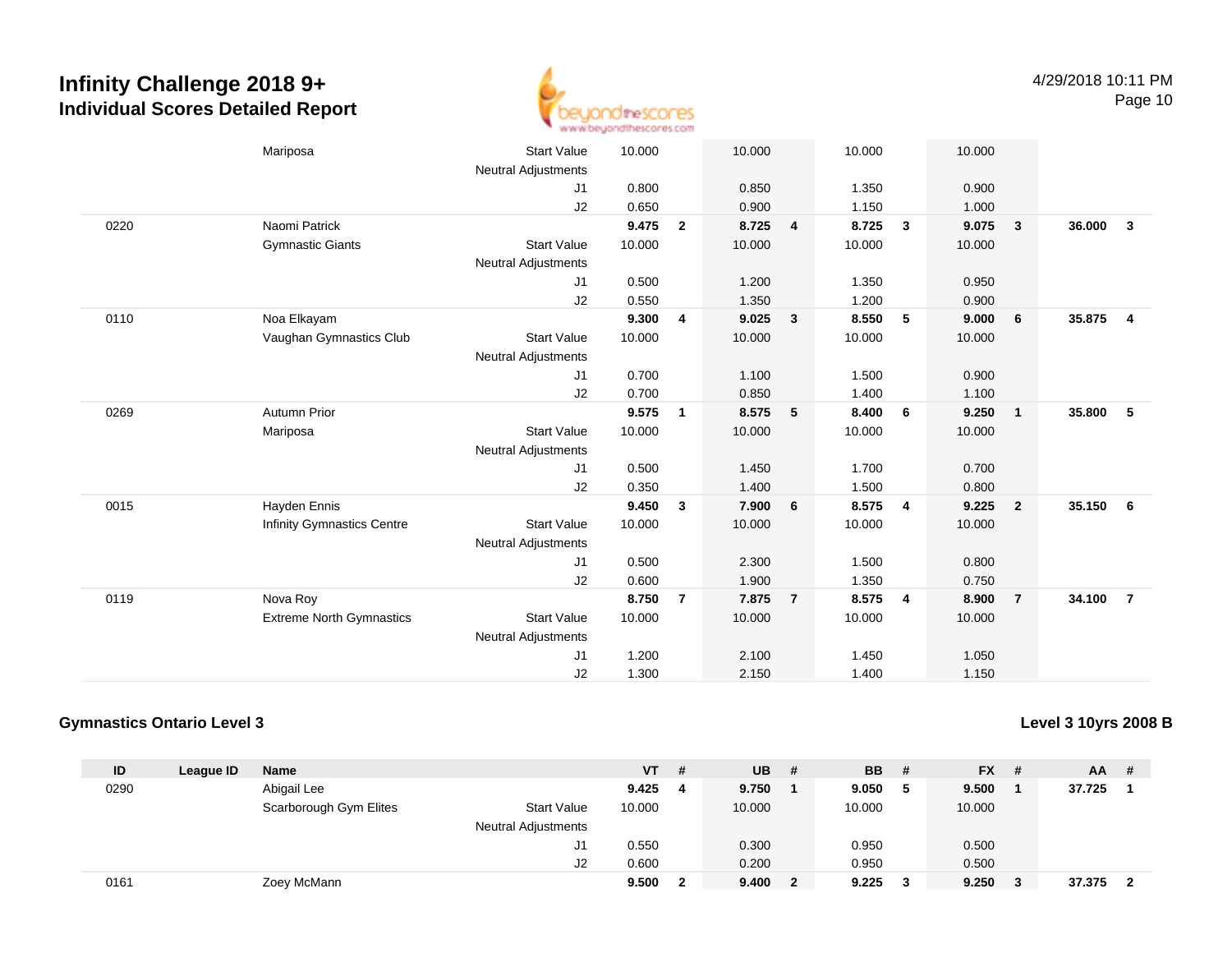# Infinity Challenge 2018 9+
## Individual Scores Detailed Report

4/29/2018 10:11 PM

| ID | League ID | Name | | VT | # | UB | # | BB | # | FX | # | AA | # |
|---|---|---|---|---|---|---|---|---|---|---|---|---|---|
| | | Mariposa | Start Value | 10.000 | | 10.000 | | 10.000 | | 10.000 | | | |
| | | | Neutral Adjustments | | | | | | | | | | |
| | | | J1 | 0.800 | | 0.850 | | 1.350 | | 0.900 | | | |
| | | | J2 | 0.650 | | 0.900 | | 1.150 | | 1.000 | | | |
| 0220 | | Naomi Patrick | | **9.475** | **2** | **8.725** | **4** | **8.725** | **3** | **9.075** | **3** | **36.000** | **3** |
| | | Gymnastic Giants | Start Value | 10.000 | | 10.000 | | 10.000 | | 10.000 | | | |
| | | | Neutral Adjustments | | | | | | | | | | |
| | | | J1 | 0.500 | | 1.200 | | 1.350 | | 0.950 | | | |
| | | | J2 | 0.550 | | 1.350 | | 1.200 | | 0.900 | | | |
| 0110 | | Noa Elkayam | | **9.300** | **4** | **9.025** | **3** | **8.550** | **5** | **9.000** | **6** | **35.875** | **4** |
| | | Vaughan Gymnastics Club | Start Value | 10.000 | | 10.000 | | 10.000 | | 10.000 | | | |
| | | | Neutral Adjustments | | | | | | | | | | |
| | | | J1 | 0.700 | | 1.100 | | 1.500 | | 0.900 | | | |
| | | | J2 | 0.700 | | 0.850 | | 1.400 | | 1.100 | | | |
| 0269 | | Autumn Prior | | **9.575** | **1** | **8.575** | **5** | **8.400** | **6** | **9.250** | **1** | **35.800** | **5** |
| | | Mariposa | Start Value | 10.000 | | 10.000 | | 10.000 | | 10.000 | | | |
| | | | Neutral Adjustments | | | | | | | | | | |
| | | | J1 | 0.500 | | 1.450 | | 1.700 | | 0.700 | | | |
| | | | J2 | 0.350 | | 1.400 | | 1.500 | | 0.800 | | | |
| 0015 | | Hayden Ennis | | **9.450** | **3** | **7.900** | **6** | **8.575** | **4** | **9.225** | **2** | **35.150** | **6** |
| | | Infinity Gymnastics Centre | Start Value | 10.000 | | 10.000 | | 10.000 | | 10.000 | | | |
| | | | Neutral Adjustments | | | | | | | | | | |
| | | | J1 | 0.500 | | 2.300 | | 1.500 | | 0.800 | | | |
| | | | J2 | 0.600 | | 1.900 | | 1.350 | | 0.750 | | | |
| 0119 | | Nova Roy | | **8.750** | **7** | **7.875** | **7** | **8.575** | **4** | **8.900** | **7** | **34.100** | **7** |
| | | Extreme North Gymnastics | Start Value | 10.000 | | 10.000 | | 10.000 | | 10.000 | | | |
| | | | Neutral Adjustments | | | | | | | | | | |
| | | | J1 | 1.200 | | 2.100 | | 1.450 | | 1.050 | | | |
| | | | J2 | 1.300 | | 2.150 | | 1.400 | | 1.150 | | | |

### Gymnastics Ontario Level 3

### Level 3 10yrs 2008 B

| ID | League ID | Name | | VT | # | UB | # | BB | # | FX | # | AA | # |
|---|---|---|---|---|---|---|---|---|---|---|---|---|---|
| 0290 | | Abigail Lee | | **9.425** | **4** | **9.750** | **1** | **9.050** | **5** | **9.500** | **1** | **37.725** | **1** |
| | | Scarborough Gym Elites | Start Value | 10.000 | | 10.000 | | 10.000 | | 10.000 | | | |
| | | | Neutral Adjustments | | | | | | | | | | |
| | | | J1 | 0.550 | | 0.300 | | 0.950 | | 0.500 | | | |
| | | | J2 | 0.600 | | 0.200 | | 0.950 | | 0.500 | | | |
| 0161 | | Zoey McMann | | **9.500** | **2** | **9.400** | **2** | **9.225** | **3** | **9.250** | **3** | **37.375** | **2** |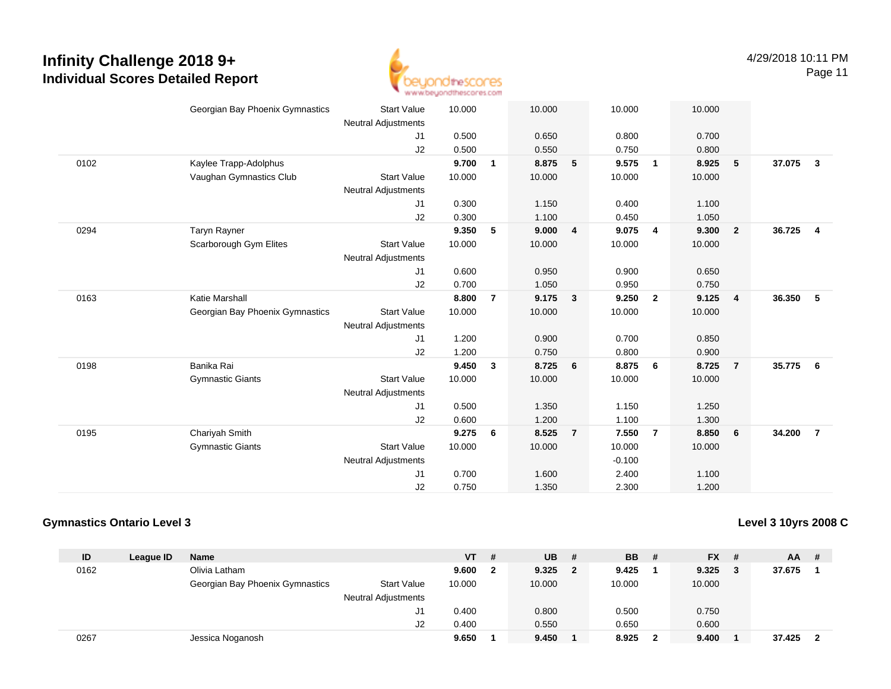# Infinity Challenge 2018 9+
## Individual Scores Detailed Report

4/29/2018 10:11 PM

| ID | League ID | Name | | VT | # | UB | # | BB | # | FX | # | AA | # |
|---|---|---|---|---|---|---|---|---|---|---|---|---|---|
| | | Georgian Bay Phoenix Gymnastics | Start Value | 10.000 | | 10.000 | | 10.000 | | 10.000 | | | |
| | | | Neutral Adjustments | | | | | | | | | | |
| | | | J1 | 0.500 | | 0.650 | | 0.800 | | 0.700 | | | |
| | | | J2 | 0.500 | | 0.550 | | 0.750 | | 0.800 | | | |
| 0102 | | Kaylee Trapp-Adolphus | | **9.700** | **1** | **8.875** | **5** | **9.575** | **1** | **8.925** | **5** | **37.075** | **3** |
| | | Vaughan Gymnastics Club | Start Value | 10.000 | | 10.000 | | 10.000 | | 10.000 | | | |
| | | | Neutral Adjustments | | | | | | | | | | |
| | | | J1 | 0.300 | | 1.150 | | 0.400 | | 1.100 | | | |
| | | | J2 | 0.300 | | 1.100 | | 0.450 | | 1.050 | | | |
| 0294 | | Taryn Rayner | | **9.350** | **5** | **9.000** | **4** | **9.075** | **4** | **9.300** | **2** | **36.725** | **4** |
| | | Scarborough Gym Elites | Start Value | 10.000 | | 10.000 | | 10.000 | | 10.000 | | | |
| | | | Neutral Adjustments | | | | | | | | | | |
| | | | J1 | 0.600 | | 0.950 | | 0.900 | | 0.650 | | | |
| | | | J2 | 0.700 | | 1.050 | | 0.950 | | 0.750 | | | |
| 0163 | | Katie Marshall | | **8.800** | **7** | **9.175** | **3** | **9.250** | **2** | **9.125** | **4** | **36.350** | **5** |
| | | Georgian Bay Phoenix Gymnastics | Start Value | 10.000 | | 10.000 | | 10.000 | | 10.000 | | | |
| | | | Neutral Adjustments | | | | | | | | | | |
| | | | J1 | 1.200 | | 0.900 | | 0.700 | | 0.850 | | | |
| | | | J2 | 1.200 | | 0.750 | | 0.800 | | 0.900 | | | |
| 0198 | | Banika Rai | | **9.450** | **3** | **8.725** | **6** | **8.875** | **6** | **8.725** | **7** | **35.775** | **6** |
| | | Gymnastic Giants | Start Value | 10.000 | | 10.000 | | 10.000 | | 10.000 | | | |
| | | | Neutral Adjustments | | | | | | | | | | |
| | | | J1 | 0.500 | | 1.350 | | 1.150 | | 1.250 | | | |
| | | | J2 | 0.600 | | 1.200 | | 1.100 | | 1.300 | | | |
| 0195 | | Chariyah Smith | | **9.275** | **6** | **8.525** | **7** | **7.550** | **7** | **8.850** | **6** | **34.200** | **7** |
| | | Gymnastic Giants | Start Value | 10.000 | | 10.000 | | 10.000 | | 10.000 | | | |
| | | | Neutral Adjustments | | | | | -0.100 | | | | | |
| | | | J1 | 0.700 | | 1.600 | | 2.400 | | 1.100 | | | |
| | | | J2 | 0.750 | | 1.350 | | 2.300 | | 1.200 | | | |

**Gymnastics Ontario Level 3**

**Level 3 10yrs 2008 C**

| ID | League ID | Name | | VT | # | UB | # | BB | # | FX | # | AA | # |
|---|---|---|---|---|---|---|---|---|---|---|---|---|---|
| 0162 | | Olivia Latham | | **9.600** | **2** | **9.325** | **2** | **9.425** | **1** | **9.325** | **3** | **37.675** | **1** |
| | | Georgian Bay Phoenix Gymnastics | Start Value | 10.000 | | 10.000 | | 10.000 | | 10.000 | | | |
| | | | Neutral Adjustments | | | | | | | | | | |
| | | | J1 | 0.400 | | 0.800 | | 0.500 | | 0.750 | | | |
| | | | J2 | 0.400 | | 0.550 | | 0.650 | | 0.600 | | | |
| 0267 | | Jessica Noganosh | | **9.650** | **1** | **9.450** | **1** | **8.925** | **2** | **9.400** | **1** | **37.425** | **2** |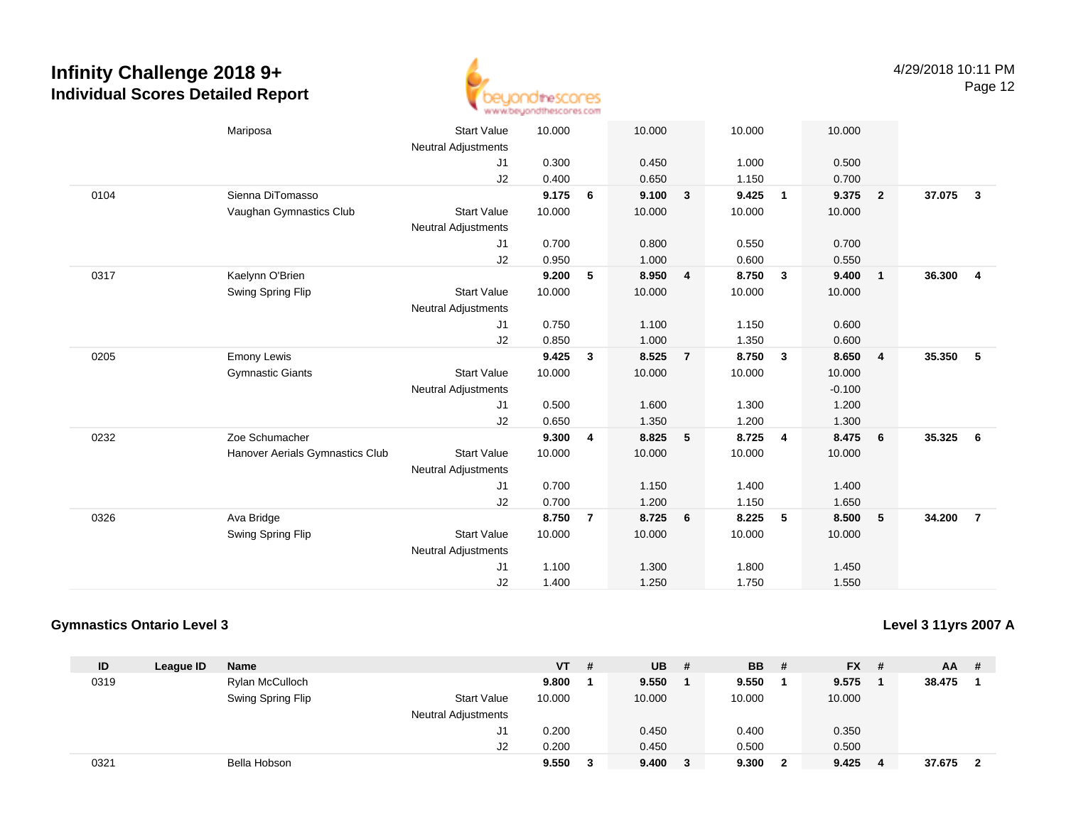# Infinity Challenge 2018 9+
## Individual Scores Detailed Report

4/29/2018 10:11 PM

| ID | League ID | Name | | VT | # | UB | # | BB | # | FX | # | AA | # |
|---|---|---|---|---|---|---|---|---|---|---|---|---|---|
| | | Mariposa | Start Value | 10.000 | | 10.000 | | 10.000 | | 10.000 | | | |
| | | | Neutral Adjustments | | | | | | | | | | |
| | | | J1 | 0.300 | | 0.450 | | 1.000 | | 0.500 | | | |
| | | | J2 | 0.400 | | 0.650 | | 1.150 | | 0.700 | | | |
| 0104 | | Sienna DiTomasso | | **9.175** | **6** | **9.100** | **3** | **9.425** | **1** | **9.375** | **2** | **37.075** | **3** |
| | | Vaughan Gymnastics Club | Start Value | 10.000 | | 10.000 | | 10.000 | | 10.000 | | | |
| | | | Neutral Adjustments | | | | | | | | | | |
| | | | J1 | 0.700 | | 0.800 | | 0.550 | | 0.700 | | | |
| | | | J2 | 0.950 | | 1.000 | | 0.600 | | 0.550 | | | |
| 0317 | | Kaelynn O'Brien | | **9.200** | **5** | **8.950** | **4** | **8.750** | **3** | **9.400** | **1** | **36.300** | **4** |
| | | Swing Spring Flip | Start Value | 10.000 | | 10.000 | | 10.000 | | 10.000 | | | |
| | | | Neutral Adjustments | | | | | | | | | | |
| | | | J1 | 0.750 | | 1.100 | | 1.150 | | 0.600 | | | |
| | | | J2 | 0.850 | | 1.000 | | 1.350 | | 0.600 | | | |
| 0205 | | Emony Lewis | | **9.425** | **3** | **8.525** | **7** | **8.750** | **3** | **8.650** | **4** | **35.350** | **5** |
| | | Gymnastic Giants | Start Value | 10.000 | | 10.000 | | 10.000 | | 10.000 | | | |
| | | | Neutral Adjustments | | | | | | | -0.100 | | | |
| | | | J1 | 0.500 | | 1.600 | | 1.300 | | 1.200 | | | |
| | | | J2 | 0.650 | | 1.350 | | 1.200 | | 1.300 | | | |
| 0232 | | Zoe Schumacher | | **9.300** | **4** | **8.825** | **5** | **8.725** | **4** | **8.475** | **6** | **35.325** | **6** |
| | | Hanover Aerials Gymnastics Club | Start Value | 10.000 | | 10.000 | | 10.000 | | 10.000 | | | |
| | | | Neutral Adjustments | | | | | | | | | | |
| | | | J1 | 0.700 | | 1.150 | | 1.400 | | 1.400 | | | |
| | | | J2 | 0.700 | | 1.200 | | 1.150 | | 1.650 | | | |
| 0326 | | Ava Bridge | | **8.750** | **7** | **8.725** | **6** | **8.225** | **5** | **8.500** | **5** | **34.200** | **7** |
| | | Swing Spring Flip | Start Value | 10.000 | | 10.000 | | 10.000 | | 10.000 | | | |
| | | | Neutral Adjustments | | | | | | | | | | |
| | | | J1 | 1.100 | | 1.300 | | 1.800 | | 1.450 | | | |
| | | | J2 | 1.400 | | 1.250 | | 1.750 | | 1.550 | | | |

### Gymnastics Ontario Level 3

### Level 3 11yrs 2007 A

| ID | League ID | Name | | VT | # | UB | # | BB | # | FX | # | AA | # |
|---|---|---|---|---|---|---|---|---|---|---|---|---|---|
| 0319 | | Rylan McCulloch | | **9.800** | **1** | **9.550** | **1** | **9.550** | **1** | **9.575** | **1** | **38.475** | **1** |
| | | Swing Spring Flip | Start Value | 10.000 | | 10.000 | | 10.000 | | 10.000 | | | |
| | | | Neutral Adjustments | | | | | | | | | | |
| | | | J1 | 0.200 | | 0.450 | | 0.400 | | 0.350 | | | |
| | | | J2 | 0.200 | | 0.450 | | 0.500 | | 0.500 | | | |
| 0321 | | Bella Hobson | | **9.550** | **3** | **9.400** | **3** | **9.300** | **2** | **9.425** | **4** | **37.675** | **2** |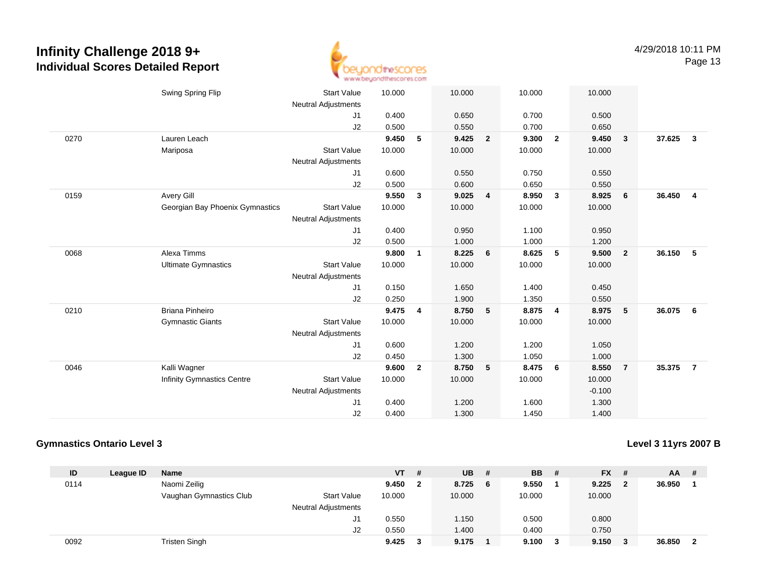# Infinity Challenge 2018 9+
## Individual Scores Detailed Report

4/29/2018 10:11 PM

| ID | League ID | Name | | VT | # | UB | # | BB | # | FX | # | AA | # |
|---|---|---|---|---|---|---|---|---|---|---|---|---|---|
| | | Swing Spring Flip | Start Value | 10.000 | | 10.000 | | 10.000 | | 10.000 | | | |
| | | | Neutral Adjustments | | | | | | | | | | |
| | | | J1 | 0.400 | | 0.650 | | 0.700 | | 0.500 | | | |
| | | | J2 | 0.500 | | 0.550 | | 0.700 | | 0.650 | | | |
| 0270 | | Lauren Leach | | **9.450** | **5** | **9.425** | **2** | **9.300** | **2** | **9.450** | **3** | **37.625** | **3** |
| | | Mariposa | Start Value | 10.000 | | 10.000 | | 10.000 | | 10.000 | | | |
| | | | Neutral Adjustments | | | | | | | | | | |
| | | | J1 | 0.600 | | 0.550 | | 0.750 | | 0.550 | | | |
| | | | J2 | 0.500 | | 0.600 | | 0.650 | | 0.550 | | | |
| 0159 | | Avery Gill | | **9.550** | **3** | **9.025** | **4** | **8.950** | **3** | **8.925** | **6** | **36.450** | **4** |
| | | Georgian Bay Phoenix Gymnastics | Start Value | 10.000 | | 10.000 | | 10.000 | | 10.000 | | | |
| | | | Neutral Adjustments | | | | | | | | | | |
| | | | J1 | 0.400 | | 0.950 | | 1.100 | | 0.950 | | | |
| | | | J2 | 0.500 | | 1.000 | | 1.000 | | 1.200 | | | |
| 0068 | | Alexa Timms | | **9.800** | **1** | **8.225** | **6** | **8.625** | **5** | **9.500** | **2** | **36.150** | **5** |
| | | Ultimate Gymnastics | Start Value | 10.000 | | 10.000 | | 10.000 | | 10.000 | | | |
| | | | Neutral Adjustments | | | | | | | | | | |
| | | | J1 | 0.150 | | 1.650 | | 1.400 | | 0.450 | | | |
| | | | J2 | 0.250 | | 1.900 | | 1.350 | | 0.550 | | | |
| 0210 | | Briana Pinheiro | | **9.475** | **4** | **8.750** | **5** | **8.875** | **4** | **8.975** | **5** | **36.075** | **6** |
| | | Gymnastic Giants | Start Value | 10.000 | | 10.000 | | 10.000 | | 10.000 | | | |
| | | | Neutral Adjustments | | | | | | | | | | |
| | | | J1 | 0.600 | | 1.200 | | 1.200 | | 1.050 | | | |
| | | | J2 | 0.450 | | 1.300 | | 1.050 | | 1.000 | | | |
| 0046 | | Kalli Wagner | | **9.600** | **2** | **8.750** | **5** | **8.475** | **6** | **8.550** | **7** | **35.375** | **7** |
| | | Infinity Gymnastics Centre | Start Value | 10.000 | | 10.000 | | 10.000 | | 10.000 | | | |
| | | | Neutral Adjustments | | | | | | | -0.100 | | | |
| | | | J1 | 0.400 | | 1.200 | | 1.600 | | 1.300 | | | |
| | | | J2 | 0.400 | | 1.300 | | 1.450 | | 1.400 | | | |

### Gymnastics Ontario Level 3

**Level 3 11yrs 2007 B**

| ID | League ID | Name | | VT | # | UB | # | BB | # | FX | # | AA | # |
|---|---|---|---|---|---|---|---|---|---|---|---|---|---|
| 0114 | | Naomi Zeilig | | **9.450** | **2** | **8.725** | **6** | **9.550** | **1** | **9.225** | **2** | **36.950** | **1** |
| | | Vaughan Gymnastics Club | Start Value | 10.000 | | 10.000 | | 10.000 | | 10.000 | | | |
| | | | Neutral Adjustments | | | | | | | | | | |
| | | | J1 | 0.550 | | 1.150 | | 0.500 | | 0.800 | | | |
| | | | J2 | 0.550 | | 1.400 | | 0.400 | | 0.750 | | | |
| 0092 | | Tristen Singh | | **9.425** | **3** | **9.175** | **1** | **9.100** | **3** | **9.150** | **3** | **36.850** | **2** |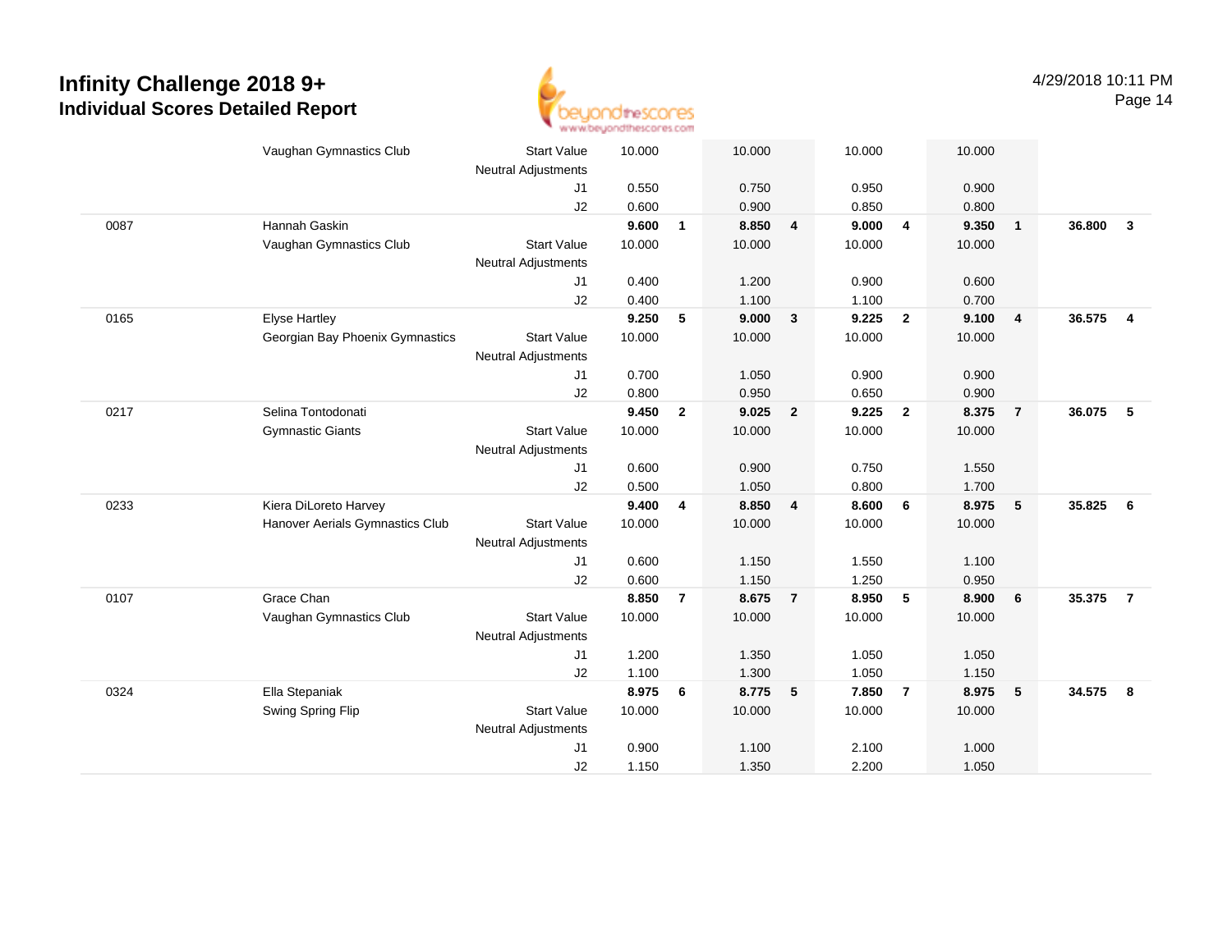# Infinity Challenge 2018 9+

## Individual Scores Detailed Report

4/29/2018 10:11 PM

| | | | | | | | | | | | | |
|---|---|---|---|---|---|---|---|---|---|---|---|---|
| | Vaughan Gymnastics Club | Start Value | 10.000 | | 10.000 | | 10.000 | | 10.000 | | | |
| | | Neutral Adjustments | | | | | | | | | | |
| | | J1 | 0.550 | | 0.750 | | 0.950 | | 0.900 | | | |
| | | J2 | 0.600 | | 0.900 | | 0.850 | | 0.800 | | | |
| 0087 | Hannah Gaskin | | **9.600** | **1** | **8.850** | **4** | **9.000** | **4** | **9.350** | **1** | **36.800** | **3** |
| | Vaughan Gymnastics Club | Start Value | 10.000 | | 10.000 | | 10.000 | | 10.000 | | | |
| | | Neutral Adjustments | | | | | | | | | | |
| | | J1 | 0.400 | | 1.200 | | 0.900 | | 0.600 | | | |
| | | J2 | 0.400 | | 1.100 | | 1.100 | | 0.700 | | | |
| 0165 | Elyse Hartley | | **9.250** | **5** | **9.000** | **3** | **9.225** | **2** | **9.100** | **4** | **36.575** | **4** |
| | Georgian Bay Phoenix Gymnastics | Start Value | 10.000 | | 10.000 | | 10.000 | | 10.000 | | | |
| | | Neutral Adjustments | | | | | | | | | | |
| | | J1 | 0.700 | | 1.050 | | 0.900 | | 0.900 | | | |
| | | J2 | 0.800 | | 0.950 | | 0.650 | | 0.900 | | | |
| 0217 | Selina Tontodonati | | **9.450** | **2** | **9.025** | **2** | **9.225** | **2** | **8.375** | **7** | **36.075** | **5** |
| | Gymnastic Giants | Start Value | 10.000 | | 10.000 | | 10.000 | | 10.000 | | | |
| | | Neutral Adjustments | | | | | | | | | | |
| | | J1 | 0.600 | | 0.900 | | 0.750 | | 1.550 | | | |
| | | J2 | 0.500 | | 1.050 | | 0.800 | | 1.700 | | | |
| 0233 | Kiera DiLoreto Harvey | | **9.400** | **4** | **8.850** | **4** | **8.600** | **6** | **8.975** | **5** | **35.825** | **6** |
| | Hanover Aerials Gymnastics Club | Start Value | 10.000 | | 10.000 | | 10.000 | | 10.000 | | | |
| | | Neutral Adjustments | | | | | | | | | | |
| | | J1 | 0.600 | | 1.150 | | 1.550 | | 1.100 | | | |
| | | J2 | 0.600 | | 1.150 | | 1.250 | | 0.950 | | | |
| 0107 | Grace Chan | | **8.850** | **7** | **8.675** | **7** | **8.950** | **5** | **8.900** | **6** | **35.375** | **7** |
| | Vaughan Gymnastics Club | Start Value | 10.000 | | 10.000 | | 10.000 | | 10.000 | | | |
| | | Neutral Adjustments | | | | | | | | | | |
| | | J1 | 1.200 | | 1.350 | | 1.050 | | 1.050 | | | |
| | | J2 | 1.100 | | 1.300 | | 1.050 | | 1.150 | | | |
| 0324 | Ella Stepaniak | | **8.975** | **6** | **8.775** | **5** | **7.850** | **7** | **8.975** | **5** | **34.575** | **8** |
| | Swing Spring Flip | Start Value | 10.000 | | 10.000 | | 10.000 | | 10.000 | | | |
| | | Neutral Adjustments | | | | | | | | | | |
| | | J1 | 0.900 | | 1.100 | | 2.100 | | 1.000 | | | |
| | | J2 | 1.150 | | 1.350 | | 2.200 | | 1.050 | | | |